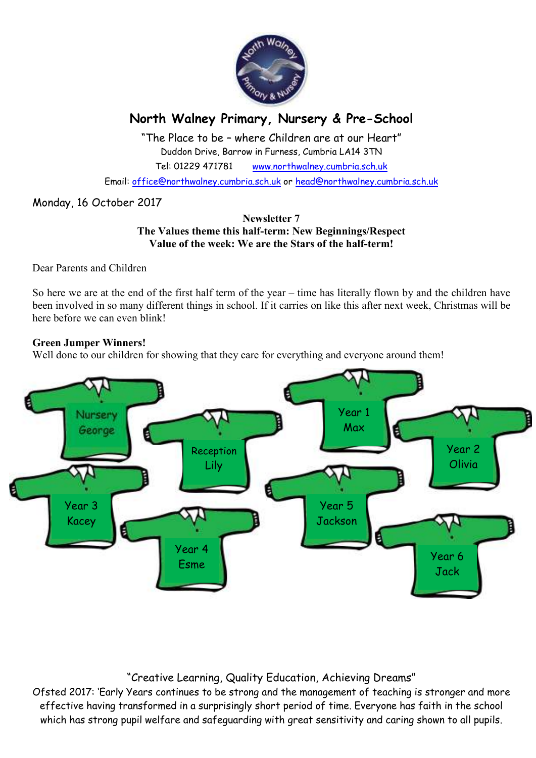# North Walney Primary, Nursery & Pre-School

"The Place to be – where Children are at our Heart"
Duddon Drive, Barrow in Furness, Cumbria LA14 3TN
Tel: 01229 471781 www.northwalney.cumbria.sch.uk
Email: office@northwalney.cumbria.sch.uk or head@northwalney.cumbria.sch.uk

Monday, 16 October 2017

**Newsletter 7**
**The Values theme this half-term: New Beginnings/Respect**
**Value of the week: We are the Stars of the half-term!**

Dear Parents and Children

So here we are at the end of the first half term of the year – time has literally flown by and the children have been involved in so many different things in school. If it carries on like this after next week, Christmas will be here before we can even blink!

**Green Jumper Winners!**
Well done to our children for showing that they care for everything and everyone around them!

- Nursery – George
- Reception – Lily
- Year 1 – Max
- Year 2 – Olivia
- Year 3 – Kacey
- Year 4 – Esme
- Year 5 – Jackson
- Year 6 – Jack

"Creative Learning, Quality Education, Achieving Dreams"
Ofsted 2017: 'Early Years continues to be strong and the management of teaching is stronger and more effective having transformed in a surprisingly short period of time. Everyone has faith in the school which has strong pupil welfare and safeguarding with great sensitivity and caring shown to all pupils.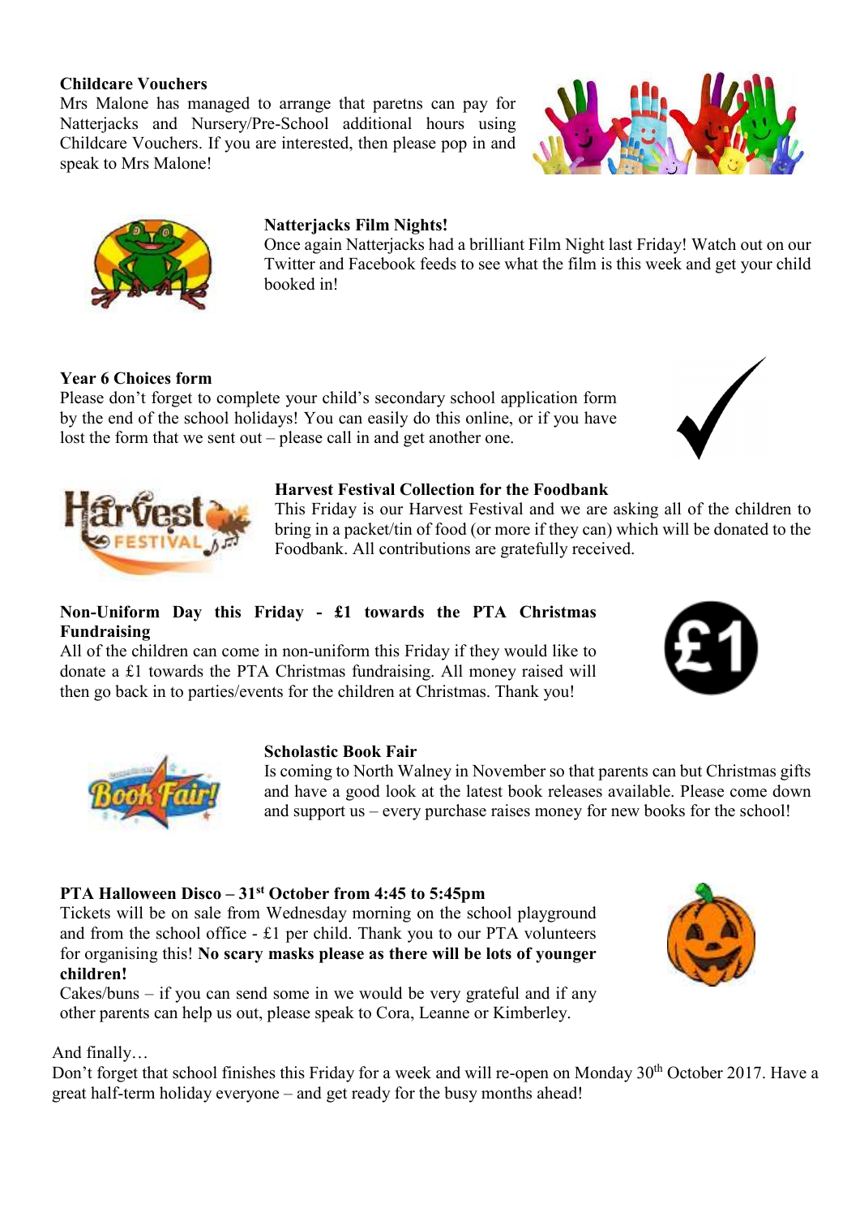**Childcare Vouchers**

Mrs Malone has managed to arrange that paretns can pay for Natterjacks and Nursery/Pre-School additional hours using Childcare Vouchers. If you are interested, then please pop in and speak to Mrs Malone!

**Natterjacks Film Nights!**

Once again Natterjacks had a brilliant Film Night last Friday! Watch out on our Twitter and Facebook feeds to see what the film is this week and get your child booked in!

**Year 6 Choices form**

Please don't forget to complete your child's secondary school application form by the end of the school holidays! You can easily do this online, or if you have lost the form that we sent out – please call in and get another one.

**Harvest Festival Collection for the Foodbank**

This Friday is our Harvest Festival and we are asking all of the children to bring in a packet/tin of food (or more if they can) which will be donated to the Foodbank. All contributions are gratefully received.

**Non-Uniform Day this Friday - £1 towards the PTA Christmas Fundraising**

All of the children can come in non-uniform this Friday if they would like to donate a £1 towards the PTA Christmas fundraising. All money raised will then go back in to parties/events for the children at Christmas. Thank you!

**Scholastic Book Fair**

Is coming to North Walney in November so that parents can but Christmas gifts and have a good look at the latest book releases available. Please come down and support us – every purchase raises money for new books for the school!

**PTA Halloween Disco – 31st October from 4:45 to 5:45pm**

Tickets will be on sale from Wednesday morning on the school playground and from the school office - £1 per child. Thank you to our PTA volunteers for organising this! **No scary masks please as there will be lots of younger children!**

Cakes/buns – if you can send some in we would be very grateful and if any other parents can help us out, please speak to Cora, Leanne or Kimberley.

And finally…

Don't forget that school finishes this Friday for a week and will re-open on Monday 30th October 2017. Have a great half-term holiday everyone – and get ready for the busy months ahead!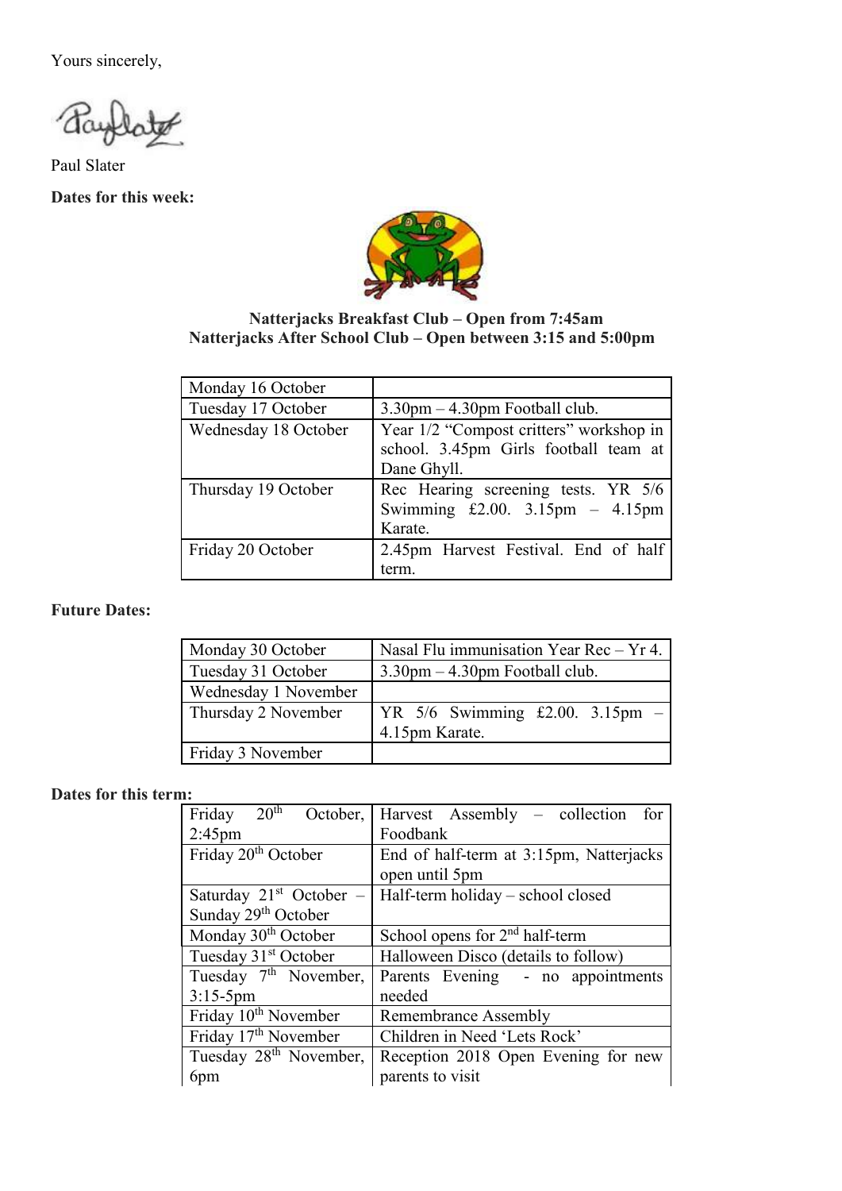Yours sincerely,

Paul Slater

**Dates for this week:**

**Natterjacks Breakfast Club – Open from 7:45am**
**Natterjacks After School Club – Open between 3:15 and 5:00pm**

| | |
|---|---|
| Monday 16 October | |
| Tuesday 17 October | 3.30pm – 4.30pm Football club. |
| Wednesday 18 October | Year 1/2 "Compost critters" workshop in school. 3.45pm Girls football team at Dane Ghyll. |
| Thursday 19 October | Rec Hearing screening tests. YR 5/6 Swimming £2.00. 3.15pm – 4.15pm Karate. |
| Friday 20 October | 2.45pm Harvest Festival. End of half term. |

**Future Dates:**

| | |
|---|---|
| Monday 30 October | Nasal Flu immunisation Year Rec – Yr 4. |
| Tuesday 31 October | 3.30pm – 4.30pm Football club. |
| Wednesday 1 November | |
| Thursday 2 November | YR 5/6 Swimming £2.00. 3.15pm – 4.15pm Karate. |
| Friday 3 November | |

**Dates for this term:**

| | |
|---|---|
| Friday 20th October, 2:45pm | Harvest Assembly – collection for Foodbank |
| Friday 20th October | End of half-term at 3:15pm, Natterjacks open until 5pm |
| Saturday 21st October – Sunday 29th October | Half-term holiday – school closed |
| Monday 30th October | School opens for 2nd half-term |
| Tuesday 31st October | Halloween Disco (details to follow) |
| Tuesday 7th November, 3:15-5pm | Parents Evening - no appointments needed |
| Friday 10th November | Remembrance Assembly |
| Friday 17th November | Children in Need 'Lets Rock' |
| Tuesday 28th November, 6pm | Reception 2018 Open Evening for new parents to visit |